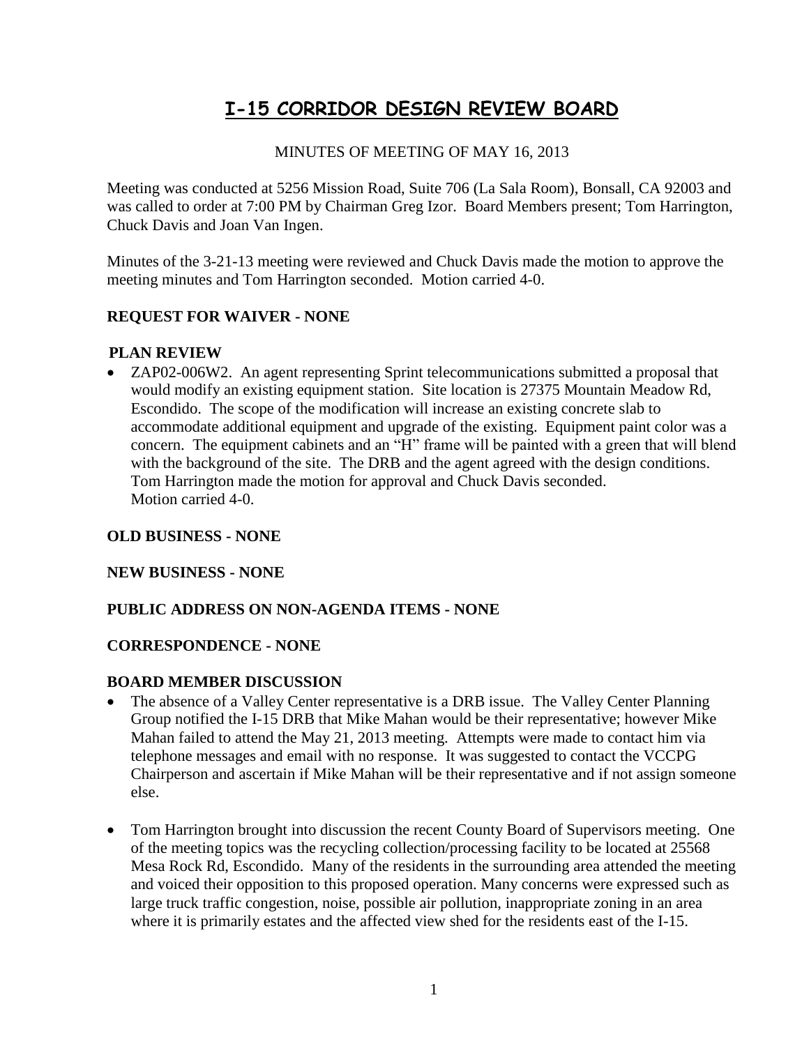# I-15 CORRIDOR DESIGN REVIEW BOARD

MINUTES OF MEETING OF MAY 16, 2013

Meeting was conducted at 5256 Mission Road, Suite 706 (La Sala Room), Bonsall, CA 92003 and was called to order at 7:00 PM by Chairman Greg Izor. Board Members present; Tom Harrington, Chuck Davis and Joan Van Ingen.

Minutes of the 3-21-13 meeting were reviewed and Chuck Davis made the motion to approve the meeting minutes and Tom Harrington seconded. Motion carried 4-0.

**REQUEST FOR WAIVER - NONE**

**PLAN REVIEW**

- ZAP02-006W2. An agent representing Sprint telecommunications submitted a proposal that would modify an existing equipment station. Site location is 27375 Mountain Meadow Rd, Escondido. The scope of the modification will increase an existing concrete slab to accommodate additional equipment and upgrade of the existing. Equipment paint color was a concern. The equipment cabinets and an "H" frame will be painted with a green that will blend with the background of the site. The DRB and the agent agreed with the design conditions. Tom Harrington made the motion for approval and Chuck Davis seconded. Motion carried 4-0.

**OLD BUSINESS - NONE**

**NEW BUSINESS - NONE**

**PUBLIC ADDRESS ON NON-AGENDA ITEMS - NONE**

**CORRESPONDENCE - NONE**

**BOARD MEMBER DISCUSSION**

- The absence of a Valley Center representative is a DRB issue. The Valley Center Planning Group notified the I-15 DRB that Mike Mahan would be their representative; however Mike Mahan failed to attend the May 21, 2013 meeting. Attempts were made to contact him via telephone messages and email with no response. It was suggested to contact the VCCPG Chairperson and ascertain if Mike Mahan will be their representative and if not assign someone else.

- Tom Harrington brought into discussion the recent County Board of Supervisors meeting. One of the meeting topics was the recycling collection/processing facility to be located at 25568 Mesa Rock Rd, Escondido. Many of the residents in the surrounding area attended the meeting and voiced their opposition to this proposed operation. Many concerns were expressed such as large truck traffic congestion, noise, possible air pollution, inappropriate zoning in an area where it is primarily estates and the affected view shed for the residents east of the I-15.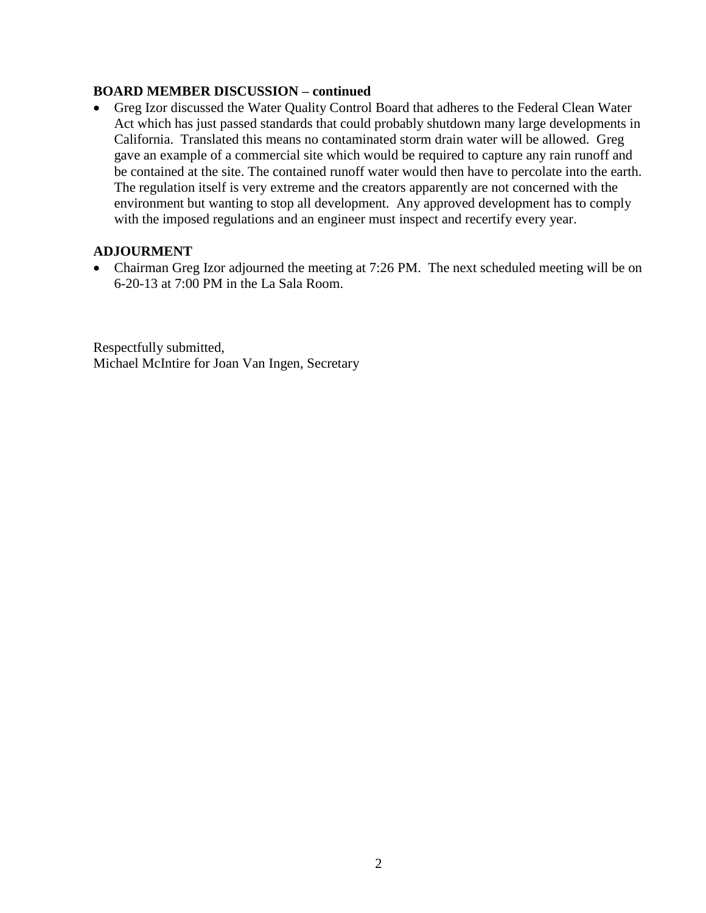**BOARD MEMBER DISCUSSION – continued**

- Greg Izor discussed the Water Quality Control Board that adheres to the Federal Clean Water Act which has just passed standards that could probably shutdown many large developments in California. Translated this means no contaminated storm drain water will be allowed. Greg gave an example of a commercial site which would be required to capture any rain runoff and be contained at the site. The contained runoff water would then have to percolate into the earth. The regulation itself is very extreme and the creators apparently are not concerned with the environment but wanting to stop all development. Any approved development has to comply with the imposed regulations and an engineer must inspect and recertify every year.

**ADJOURMENT**

- Chairman Greg Izor adjourned the meeting at 7:26 PM. The next scheduled meeting will be on 6-20-13 at 7:00 PM in the La Sala Room.

Respectfully submitted,
Michael McIntire for Joan Van Ingen, Secretary